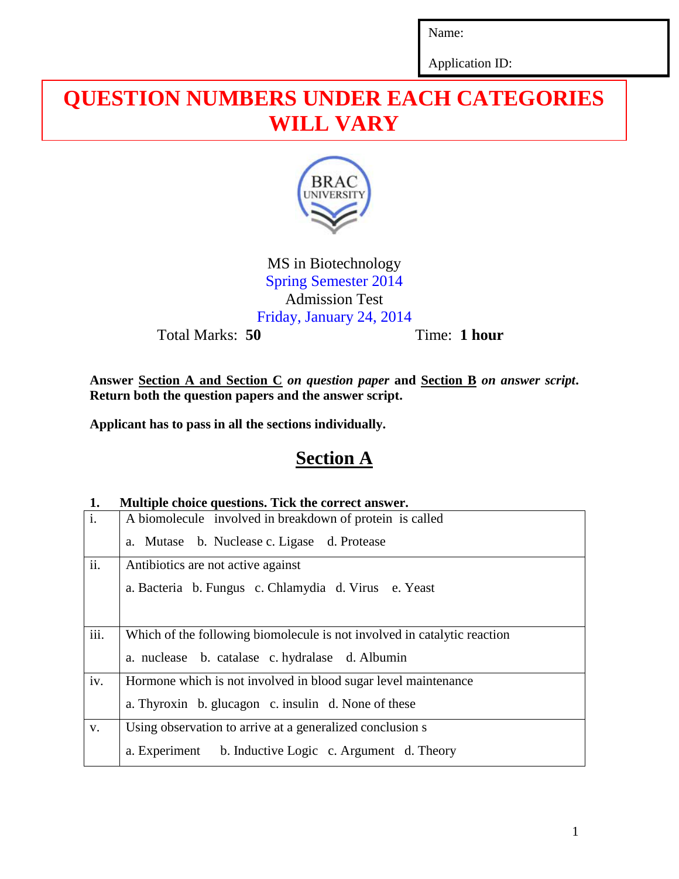| Name: |
| --- |
| Application ID: |

# QUESTION NUMBERS UNDER EACH CATEGORIES WILL VARY

MS in Biotechnology
Spring Semester 2014
Admission Test
Friday, January 24, 2014

Total Marks: **50** Time: **1 hour**

**Answer Section A and Section C *on question paper* and Section B *on answer script*. Return both the question papers and the answer script.**

**Applicant has to pass in all the sections individually.**

## Section A

**1. Multiple choice questions. Tick the correct answer.**

| | |
| --- | --- |
| i. | A biomolecule involved in breakdown of protein is called<br>a. Mutase b. Nuclease c. Ligase d. Protease |
| ii. | Antibiotics are not active against<br>a. Bacteria b. Fungus c. Chlamydia d. Virus e. Yeast |
| iii. | Which of the following biomolecule is not involved in catalytic reaction<br>a. nuclease b. catalase c. hydralase d. Albumin |
| iv. | Hormone which is not involved in blood sugar level maintenance<br>a. Thyroxin b. glucagon c. insulin d. None of these |
| v. | Using observation to arrive at a generalized conclusion s<br>a. Experiment b. Inductive Logic c. Argument d. Theory |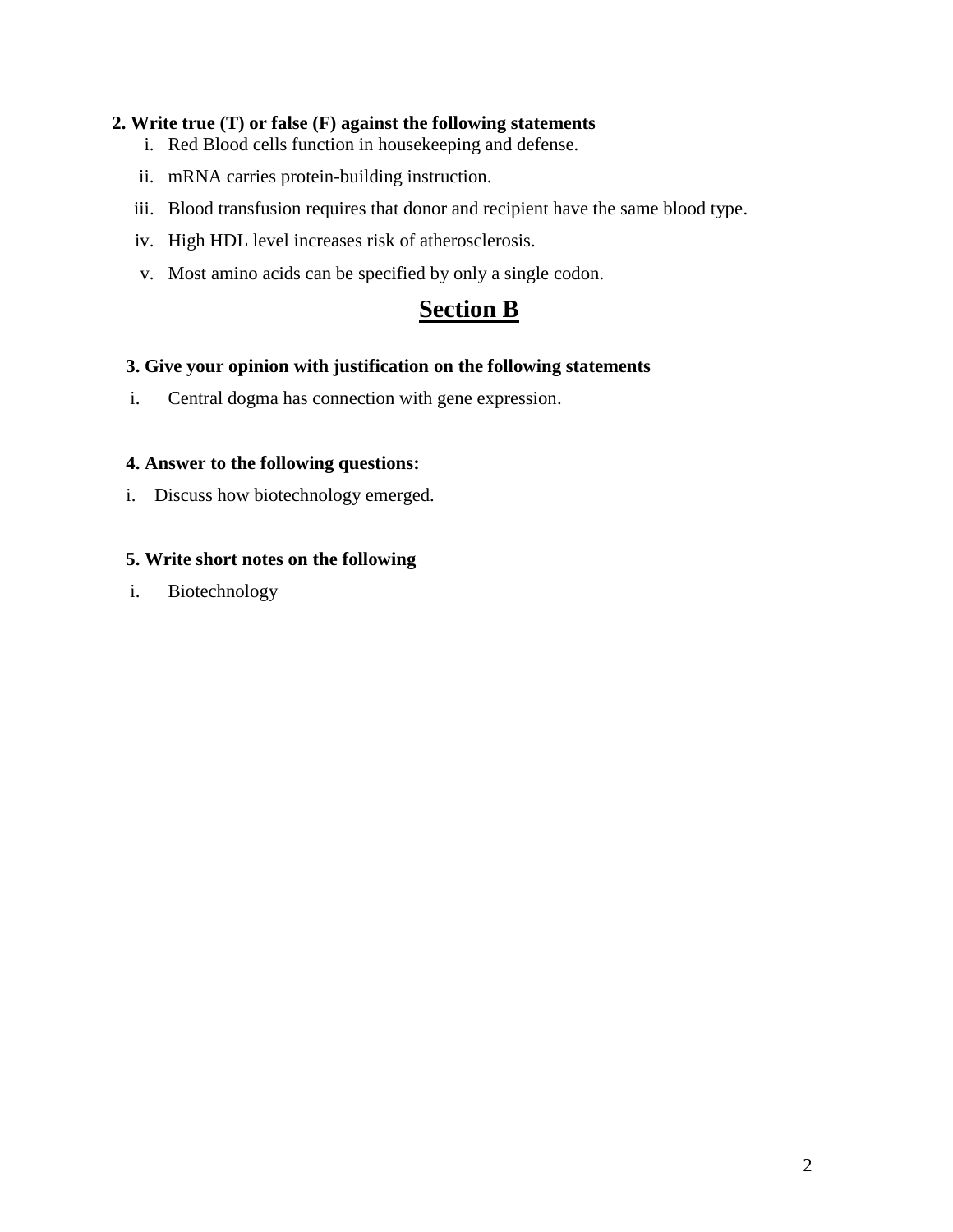**2. Write true (T) or false (F) against the following statements**

i. Red Blood cells function in housekeeping and defense.

ii. mRNA carries protein-building instruction.

iii. Blood transfusion requires that donor and recipient have the same blood type.

iv. High HDL level increases risk of atherosclerosis.

v. Most amino acids can be specified by only a single codon.

## Section B

**3. Give your opinion with justification on the following statements**

i. Central dogma has connection with gene expression.

**4. Answer to the following questions:**

i. Discuss how biotechnology emerged.

**5. Write short notes on the following**

i. Biotechnology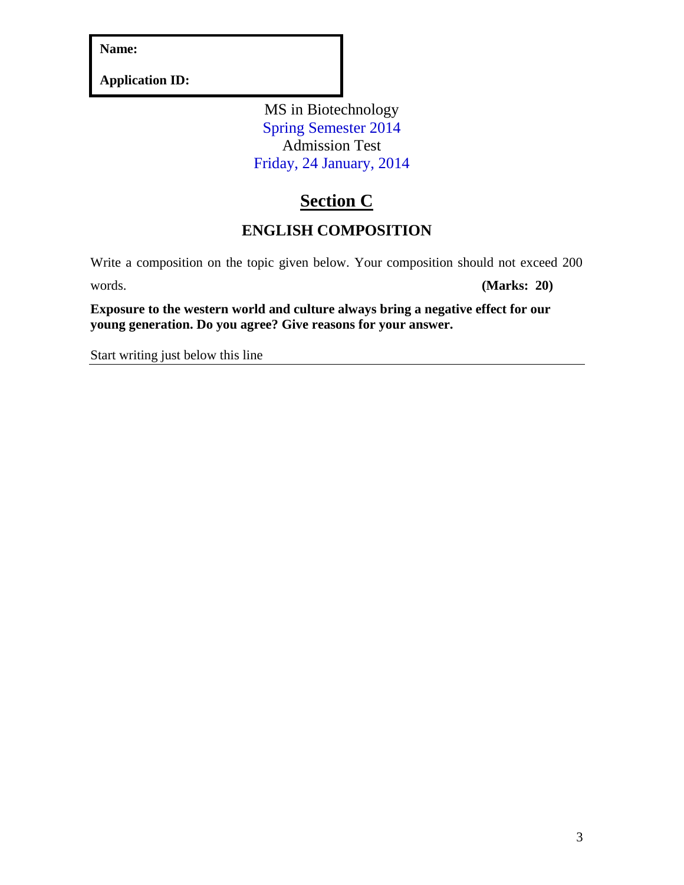**Name:**

**Application ID:**

MS in Biotechnology
Spring Semester 2014
Admission Test
Friday, 24 January, 2014

# Section C

## ENGLISH COMPOSITION

Write a composition on the topic given below. Your composition should not exceed 200 words. **(Marks: 20)**

**Exposure to the western world and culture always bring a negative effect for our young generation. Do you agree? Give reasons for your answer.**

Start writing just below this line

---